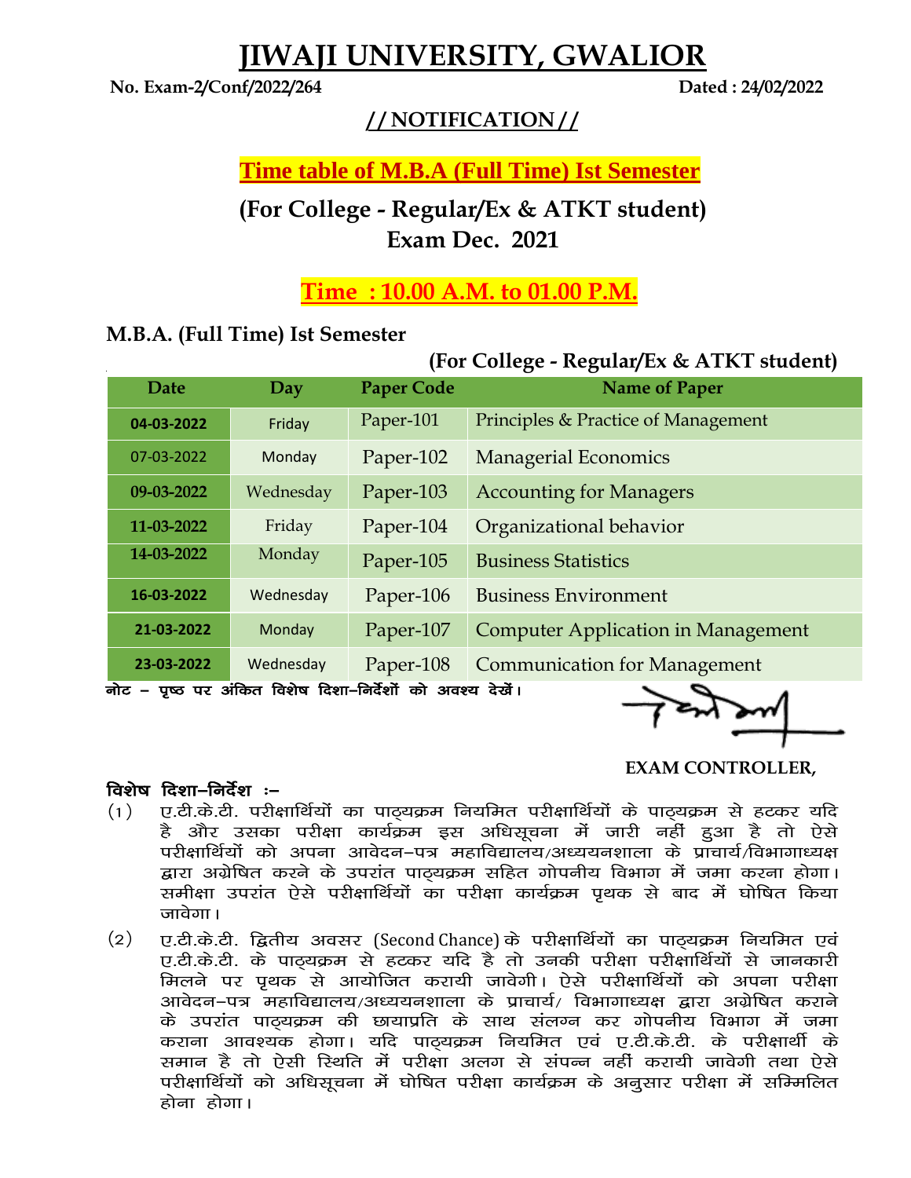# JIWAJI UNIVERSITY, GWALIOR

**No. Exam-2/Conf/2022/264** **Dated : 24/02/2022**

## // NOTIFICATION //

## Time table of M.B.A (Full Time) Ist Semester

## (For College - Regular/Ex & ATKT student)
## Exam Dec. 2021

## Time : 10.00 A.M. to 01.00 P.M.

### M.B.A. (Full Time) Ist Semester

**(For College - Regular/Ex & ATKT student)**

| Date | Day | Paper Code | Name of Paper |
|---|---|---|---|
| 04-03-2022 | Friday | Paper-101 | Principles & Practice of Management |
| 07-03-2022 | Monday | Paper-102 | Managerial Economics |
| 09-03-2022 | Wednesday | Paper-103 | Accounting for Managers |
| 11-03-2022 | Friday | Paper-104 | Organizational behavior |
| 14-03-2022 | Monday | Paper-105 | Business Statistics |
| 16-03-2022 | Wednesday | Paper-106 | Business Environment |
| 21-03-2022 | Monday | Paper-107 | Computer Application in Management |
| 23-03-2022 | Wednesday | Paper-108 | Communication for Management |

**नोट – पृष्ठ पर अंकित विशेष दिशा–निर्देशों को अवश्य देखें।**

**EXAM CONTROLLER,**

**विशेष दिशा–निर्देश :–**

(1) ए.टी.के.टी. परीक्षार्थियों का पाठ्यक्रम नियमित परीक्षार्थियों के पाठ्यक्रम से हटकर यदि है और उसका परीक्षा कार्यक्रम इस अधिसूचना में जारी नहीं हुआ है तो ऐसे परीक्षार्थियों को अपना आवेदन–पत्र महाविद्यालय/अध्ययनशाला के प्राचार्य/विभागाध्यक्ष द्वारा अग्रेषित करने के उपरांत पाठ्यक्रम सहित गोपनीय विभाग में जमा करना होगा। समीक्षा उपरांत ऐसे परीक्षार्थियों का परीक्षा कार्यक्रम पृथक से बाद में घोषित किया जावेगा।

(2) ए.टी.के.टी. द्वितीय अवसर (Second Chance) के परीक्षार्थियों का पाठ्यक्रम नियमित एवं ए.टी.के.टी. के पाठ्यक्रम से हटकर यदि है तो उनकी परीक्षा परीक्षार्थियों से जानकारी मिलने पर पृथक से आयोजित करायी जावेगी। ऐसे परीक्षार्थियों को अपना परीक्षा आवेदन–पत्र महाविद्यालय/अध्ययनशाला के प्राचार्य/ विभागाध्यक्ष द्वारा अग्रेषित कराने के उपरांत पाठ्यक्रम की छायाप्रति के साथ संलग्न कर गोपनीय विभाग में जमा कराना आवश्यक होगा। यदि पाठ्यक्रम नियमित एवं ए.टी.के.टी. के परीक्षार्थी के समान है तो ऐसी स्थिति में परीक्षा अलग से संपन्न नहीं करायी जावेगी तथा ऐसे परीक्षार्थियों को अधिसूचना में घोषित परीक्षा कार्यक्रम के अनुसार परीक्षा में सम्मिलित होना होगा।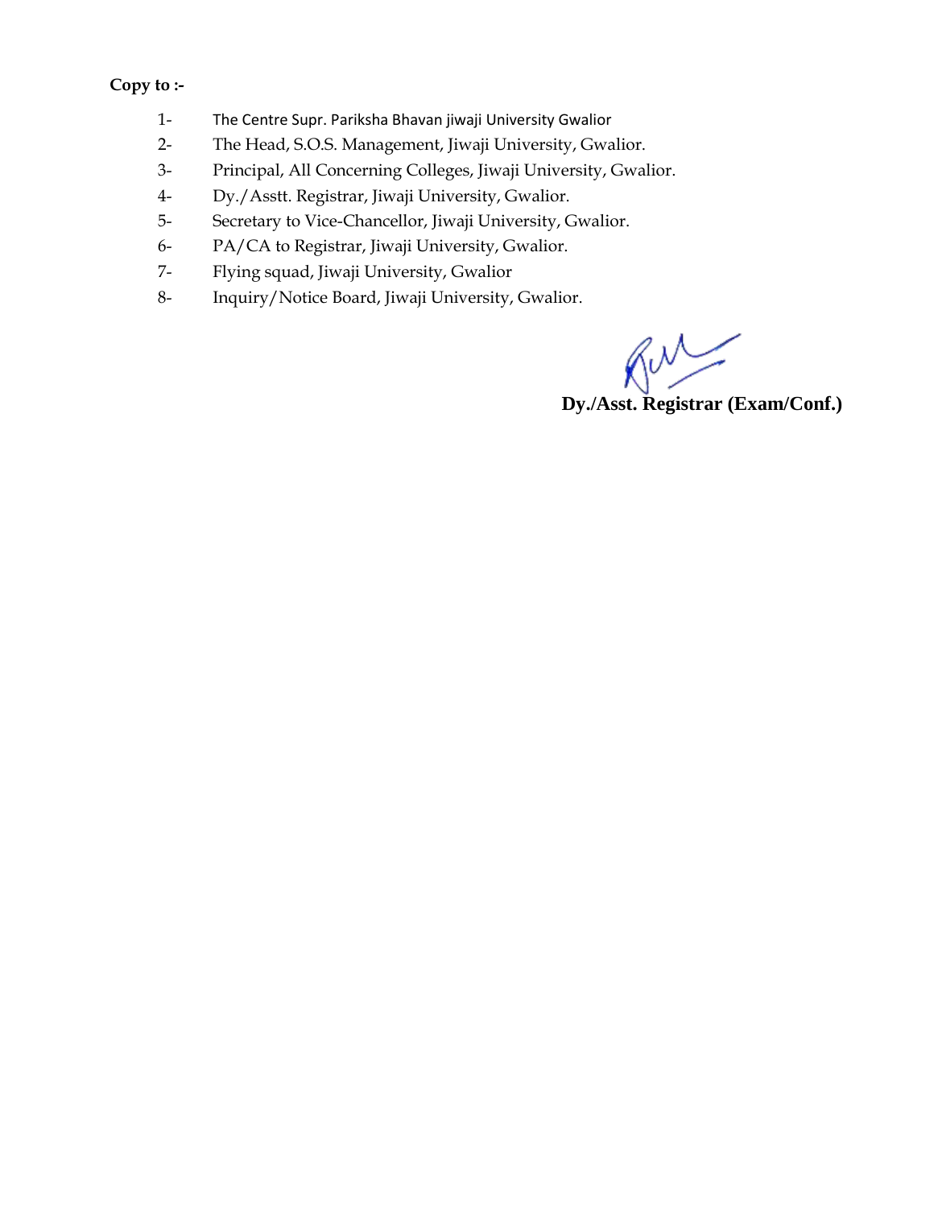**Copy to :-**

1- The Centre Supr. Pariksha Bhavan jiwaji University Gwalior
2- The Head, S.O.S. Management, Jiwaji University, Gwalior.
3- Principal, All Concerning Colleges, Jiwaji University, Gwalior.
4- Dy./Asstt. Registrar, Jiwaji University, Gwalior.
5- Secretary to Vice-Chancellor, Jiwaji University, Gwalior.
6- PA/CA to Registrar, Jiwaji University, Gwalior.
7- Flying squad, Jiwaji University, Gwalior
8- Inquiry/Notice Board, Jiwaji University, Gwalior.

**Dy./Asst. Registrar (Exam/Conf.)**